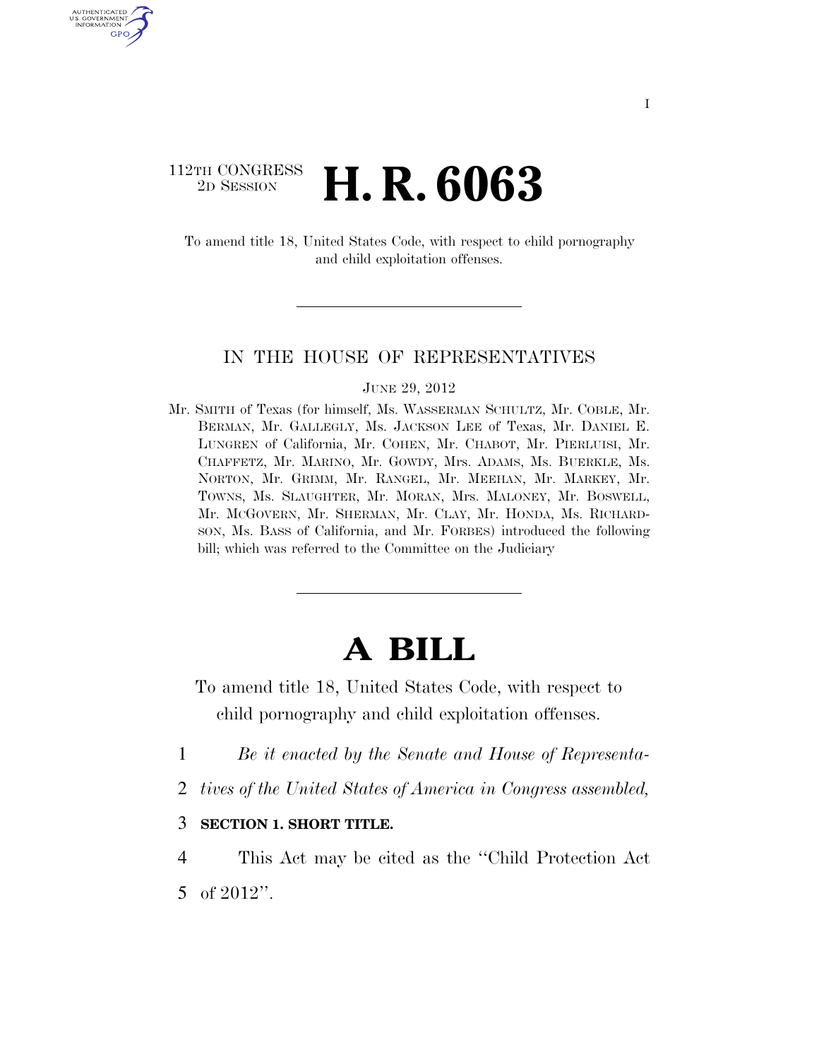112TH CONGRESS
2D SESSION

# H. R. 6063

To amend title 18, United States Code, with respect to child pornography and child exploitation offenses.

IN THE HOUSE OF REPRESENTATIVES

JUNE 29, 2012

Mr. SMITH of Texas (for himself, Ms. WASSERMAN SCHULTZ, Mr. COBLE, Mr. BERMAN, Mr. GALLEGLY, Ms. JACKSON LEE of Texas, Mr. DANIEL E. LUNGREN of California, Mr. COHEN, Mr. CHABOT, Mr. PIERLUISI, Mr. CHAFFETZ, Mr. MARINO, Mr. GOWDY, Mrs. ADAMS, Ms. BUERKLE, Ms. NORTON, Mr. GRIMM, Mr. RANGEL, Mr. MEEHAN, Mr. MARKEY, Mr. TOWNS, Ms. SLAUGHTER, Mr. MORAN, Mrs. MALONEY, Mr. BOSWELL, Mr. MCGOVERN, Mr. SHERMAN, Mr. CLAY, Mr. HONDA, Ms. RICHARDSON, Ms. BASS of California, and Mr. FORBES) introduced the following bill; which was referred to the Committee on the Judiciary

# A BILL

To amend title 18, United States Code, with respect to child pornography and child exploitation offenses.

1 *Be it enacted by the Senate and House of Representa-*
2 *tives of the United States of America in Congress assembled,*

3 **SECTION 1. SHORT TITLE.**

4 This Act may be cited as the ''Child Protection Act
5 of 2012''.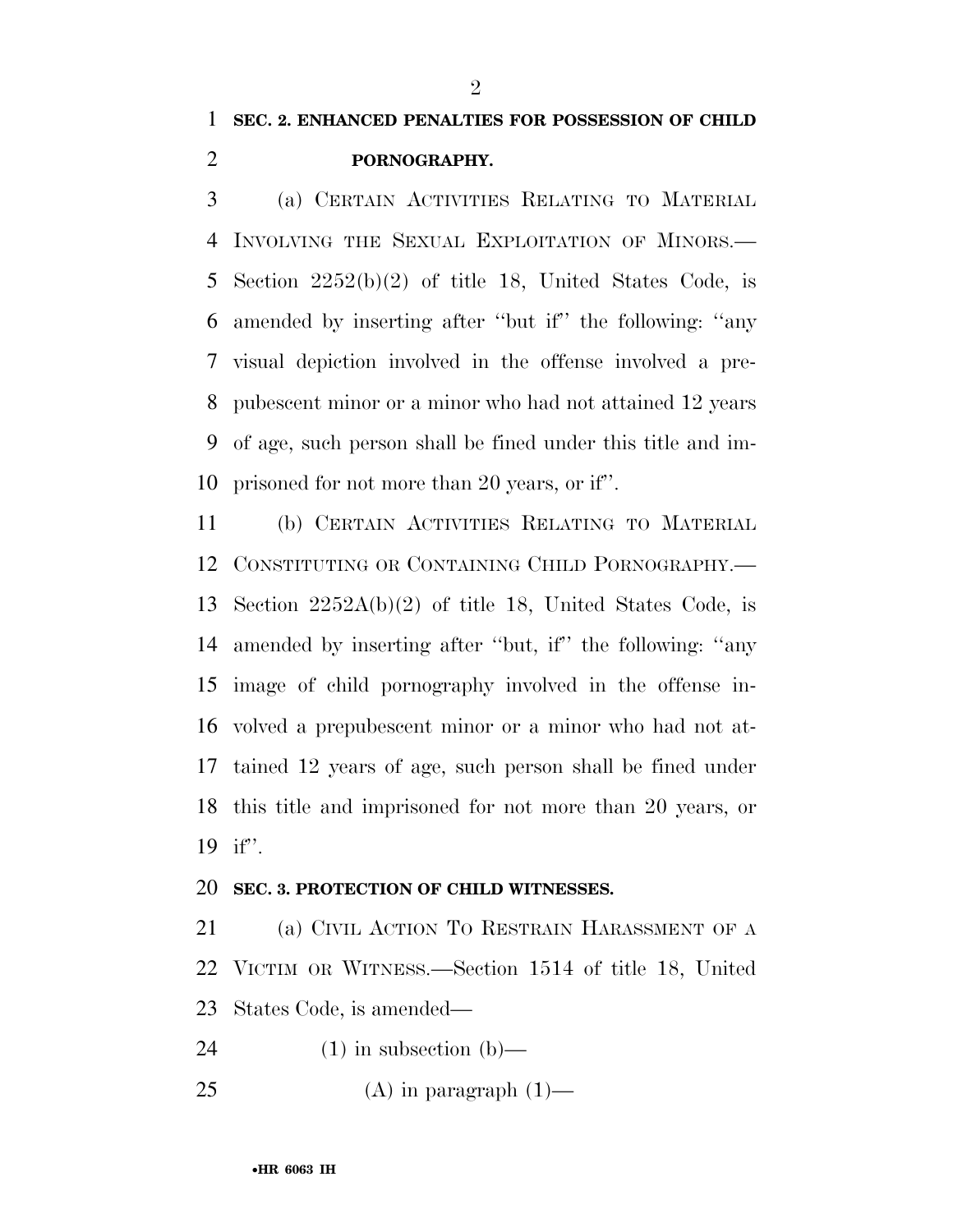**SEC. 2. ENHANCED PENALTIES FOR POSSESSION OF CHILD PORNOGRAPHY.**

(a) CERTAIN ACTIVITIES RELATING TO MATERIAL INVOLVING THE SEXUAL EXPLOITATION OF MINORS.—Section 2252(b)(2) of title 18, United States Code, is amended by inserting after ''but if'' the following: ''any visual depiction involved in the offense involved a prepubescent minor or a minor who had not attained 12 years of age, such person shall be fined under this title and imprisoned for not more than 20 years, or if''.

(b) CERTAIN ACTIVITIES RELATING TO MATERIAL CONSTITUTING OR CONTAINING CHILD PORNOGRAPHY.—Section 2252A(b)(2) of title 18, United States Code, is amended by inserting after ''but, if'' the following: ''any image of child pornography involved in the offense involved a prepubescent minor or a minor who had not attained 12 years of age, such person shall be fined under this title and imprisoned for not more than 20 years, or if''.

**SEC. 3. PROTECTION OF CHILD WITNESSES.**

(a) CIVIL ACTION TO RESTRAIN HARASSMENT OF A VICTIM OR WITNESS.—Section 1514 of title 18, United States Code, is amended—

(1) in subsection (b)—

(A) in paragraph (1)—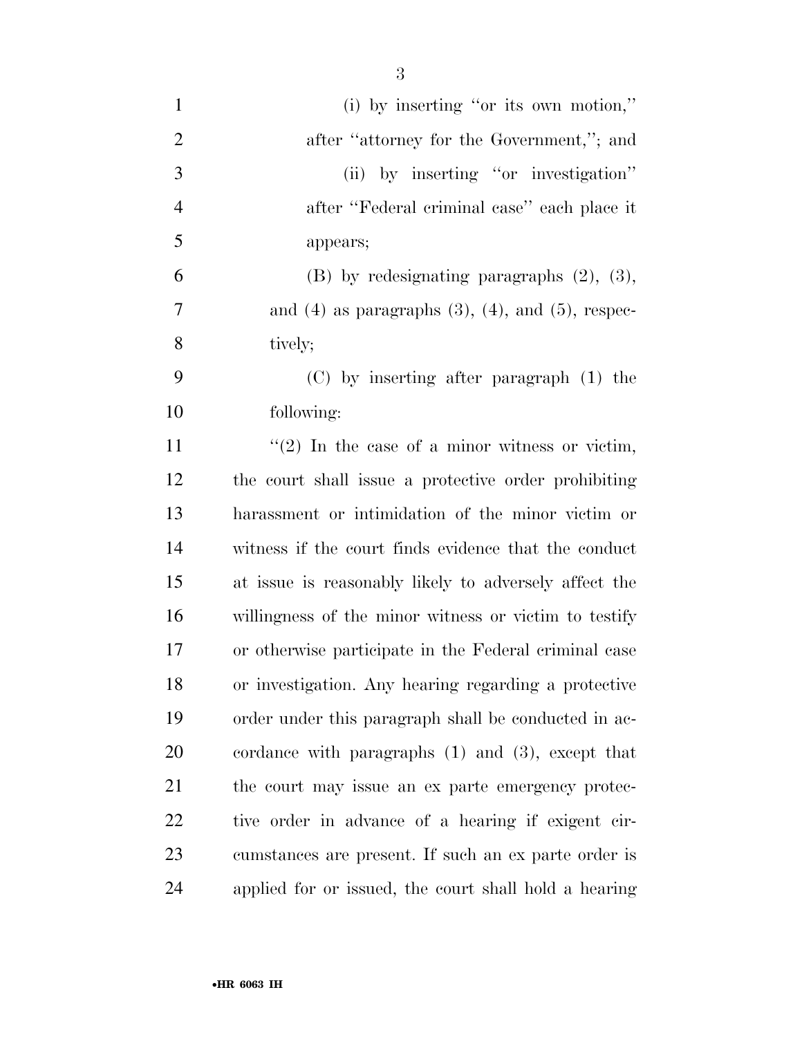(i) by inserting ''or its own motion,'' after ''attorney for the Government,''; and

(ii) by inserting ''or investigation'' after ''Federal criminal case'' each place it appears;

(B) by redesignating paragraphs (2), (3), and (4) as paragraphs (3), (4), and (5), respectively;

(C) by inserting after paragraph (1) the following:

''(2) In the case of a minor witness or victim, the court shall issue a protective order prohibiting harassment or intimidation of the minor victim or witness if the court finds evidence that the conduct at issue is reasonably likely to adversely affect the willingness of the minor witness or victim to testify or otherwise participate in the Federal criminal case or investigation. Any hearing regarding a protective order under this paragraph shall be conducted in accordance with paragraphs (1) and (3), except that the court may issue an ex parte emergency protective order in advance of a hearing if exigent circumstances are present. If such an ex parte order is applied for or issued, the court shall hold a hearing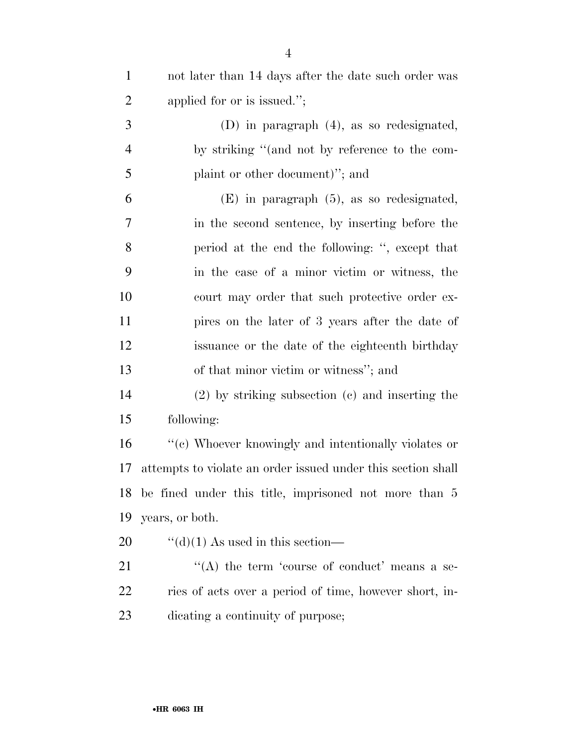not later than 14 days after the date such order was applied for or is issued.'';

(D) in paragraph (4), as so redesignated, by striking ''(and not by reference to the complaint or other document)''; and

(E) in paragraph (5), as so redesignated, in the second sentence, by inserting before the period at the end the following: '', except that in the case of a minor victim or witness, the court may order that such protective order expires on the later of 3 years after the date of issuance or the date of the eighteenth birthday of that minor victim or witness''; and

(2) by striking subsection (c) and inserting the following:

''(c) Whoever knowingly and intentionally violates or attempts to violate an order issued under this section shall be fined under this title, imprisoned not more than 5 years, or both.

''(d)(1) As used in this section—

''(A) the term 'course of conduct' means a series of acts over a period of time, however short, indicating a continuity of purpose;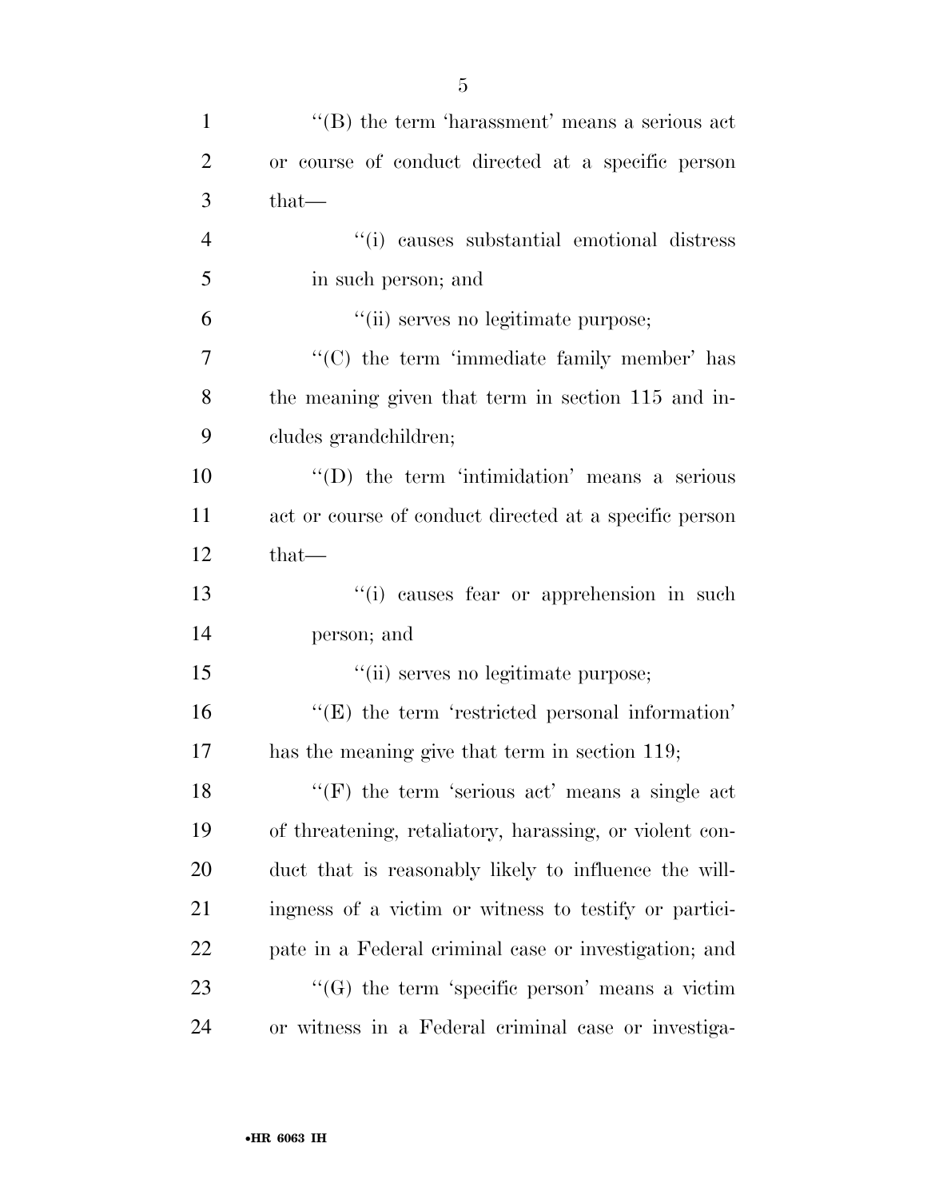''(B) the term 'harassment' means a serious act or course of conduct directed at a specific person that—

''(i) causes substantial emotional distress in such person; and

''(ii) serves no legitimate purpose;

''(C) the term 'immediate family member' has the meaning given that term in section 115 and includes grandchildren;

''(D) the term 'intimidation' means a serious act or course of conduct directed at a specific person that—

''(i) causes fear or apprehension in such person; and

''(ii) serves no legitimate purpose;

''(E) the term 'restricted personal information' has the meaning give that term in section 119;

''(F) the term 'serious act' means a single act of threatening, retaliatory, harassing, or violent conduct that is reasonably likely to influence the willingness of a victim or witness to testify or participate in a Federal criminal case or investigation; and

''(G) the term 'specific person' means a victim or witness in a Federal criminal case or investiga-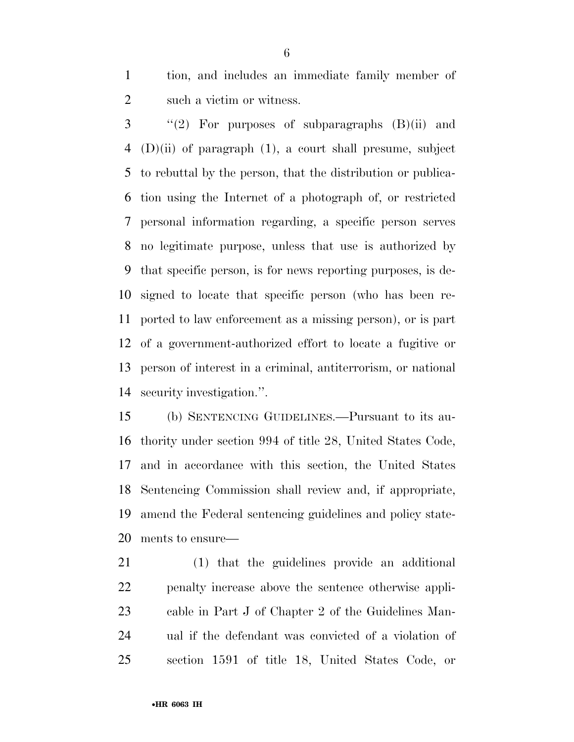tion, and includes an immediate family member of such a victim or witness.

"(2) For purposes of subparagraphs (B)(ii) and (D)(ii) of paragraph (1), a court shall presume, subject to rebuttal by the person, that the distribution or publication using the Internet of a photograph of, or restricted personal information regarding, a specific person serves no legitimate purpose, unless that use is authorized by that specific person, is for news reporting purposes, is designed to locate that specific person (who has been reported to law enforcement as a missing person), or is part of a government-authorized effort to locate a fugitive or person of interest in a criminal, antiterrorism, or national security investigation.".

(b) SENTENCING GUIDELINES.—Pursuant to its authority under section 994 of title 28, United States Code, and in accordance with this section, the United States Sentencing Commission shall review and, if appropriate, amend the Federal sentencing guidelines and policy statements to ensure—

(1) that the guidelines provide an additional penalty increase above the sentence otherwise applicable in Part J of Chapter 2 of the Guidelines Manual if the defendant was convicted of a violation of section 1591 of title 18, United States Code, or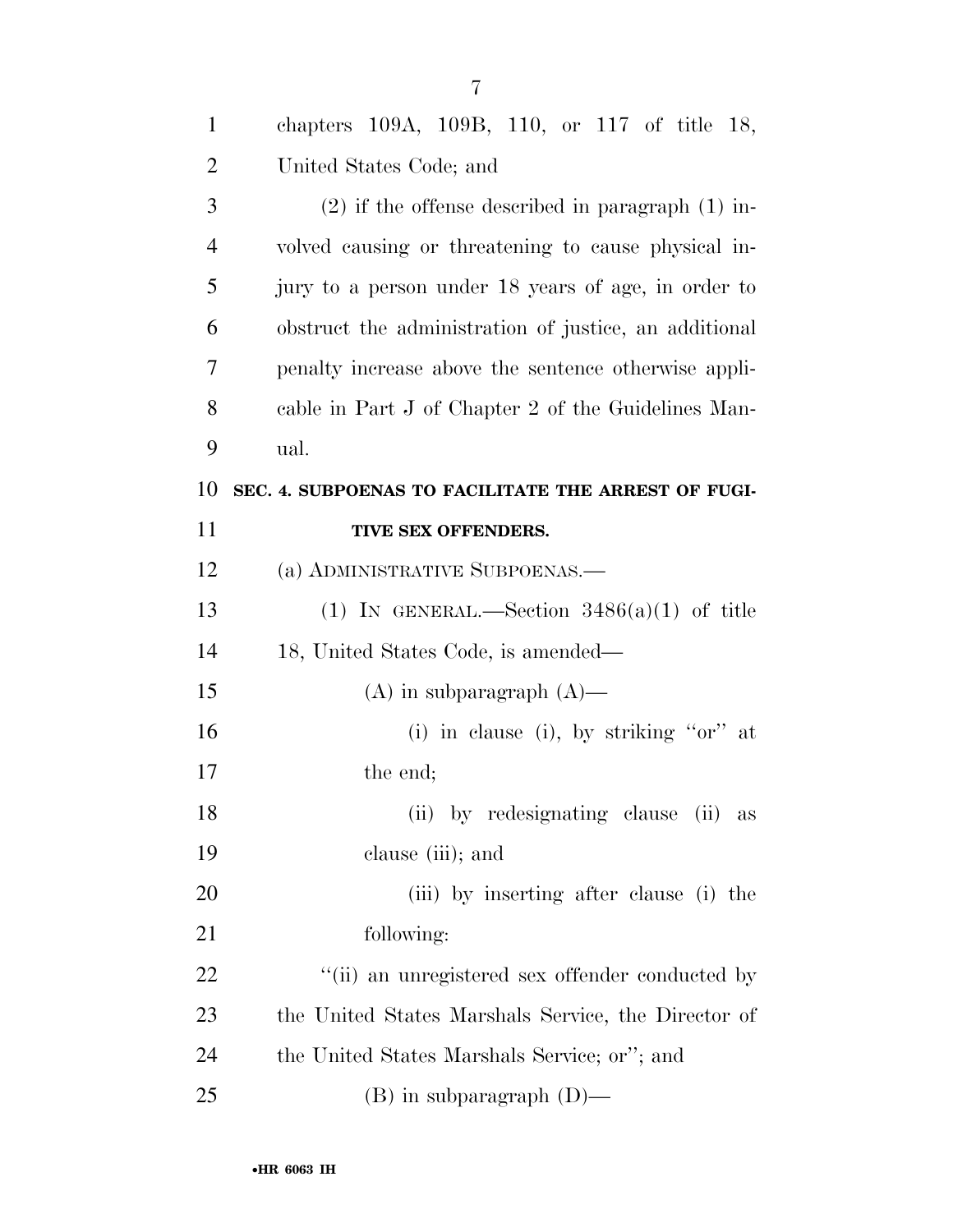chapters 109A, 109B, 110, or 117 of title 18, United States Code; and

(2) if the offense described in paragraph (1) involved causing or threatening to cause physical injury to a person under 18 years of age, in order to obstruct the administration of justice, an additional penalty increase above the sentence otherwise applicable in Part J of Chapter 2 of the Guidelines Manual.

**SEC. 4. SUBPOENAS TO FACILITATE THE ARREST OF FUGITIVE SEX OFFENDERS.**

(a) ADMINISTRATIVE SUBPOENAS.—

(1) IN GENERAL.—Section 3486(a)(1) of title 18, United States Code, is amended—

(A) in subparagraph (A)—

(i) in clause (i), by striking "or" at the end;

(ii) by redesignating clause (ii) as clause (iii); and

(iii) by inserting after clause (i) the following:

"(ii) an unregistered sex offender conducted by the United States Marshals Service, the Director of the United States Marshals Service; or"; and

(B) in subparagraph (D)—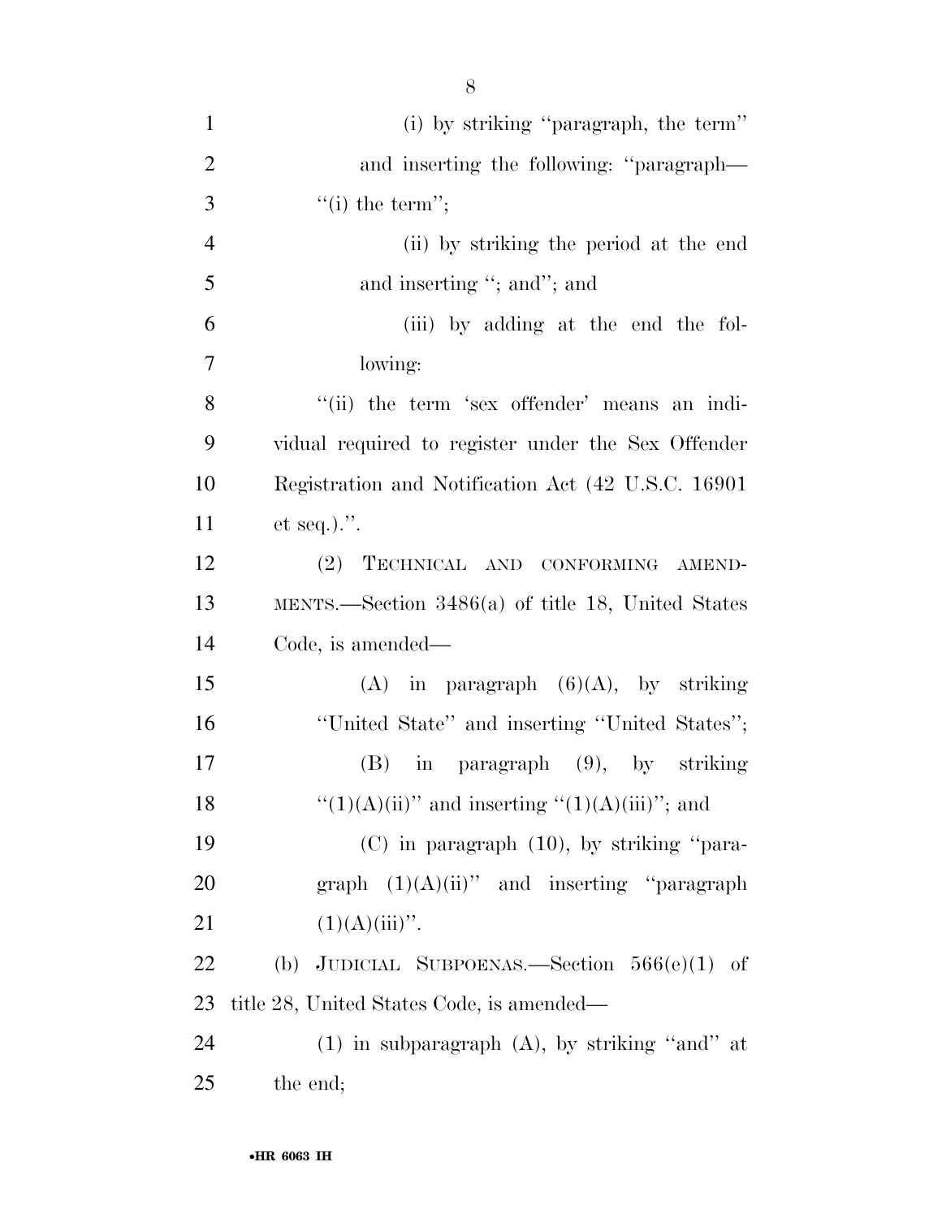(i) by striking "paragraph, the term" and inserting the following: "paragraph—

"(i) the term";

(ii) by striking the period at the end and inserting "; and"; and

(iii) by adding at the end the following:

"(ii) the term 'sex offender' means an individual required to register under the Sex Offender Registration and Notification Act (42 U.S.C. 16901 et seq.).".

(2) TECHNICAL AND CONFORMING AMENDMENTS.—Section 3486(a) of title 18, United States Code, is amended—

(A) in paragraph (6)(A), by striking "United State" and inserting "United States";

(B) in paragraph (9), by striking "(1)(A)(ii)" and inserting "(1)(A)(iii)"; and

(C) in paragraph (10), by striking "paragraph (1)(A)(ii)" and inserting "paragraph (1)(A)(iii)".

(b) JUDICIAL SUBPOENAS.—Section 566(e)(1) of title 28, United States Code, is amended—

(1) in subparagraph (A), by striking "and" at the end;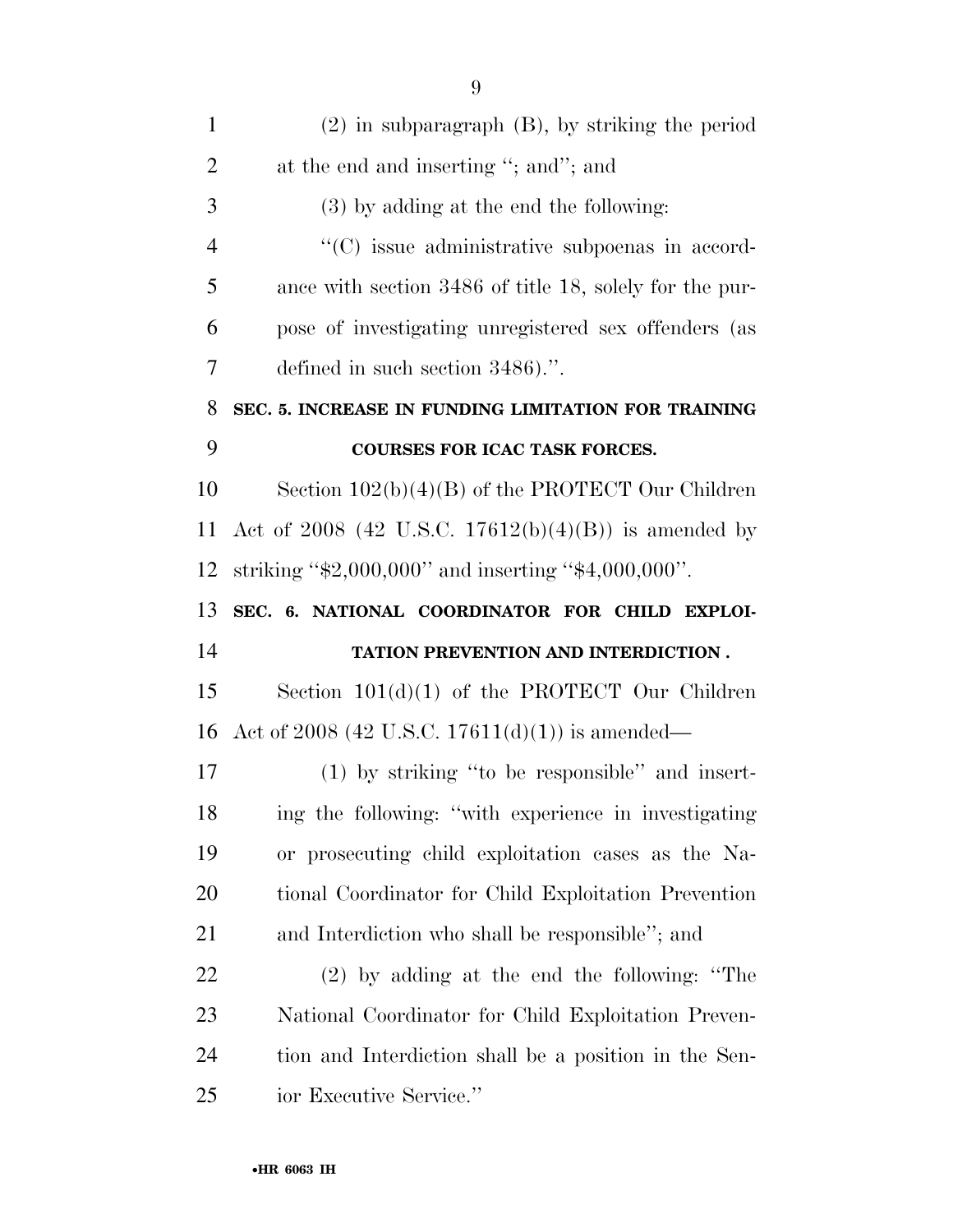(2) in subparagraph (B), by striking the period at the end and inserting ''; and''; and

(3) by adding at the end the following:

''(C) issue administrative subpoenas in accordance with section 3486 of title 18, solely for the purpose of investigating unregistered sex offenders (as defined in such section 3486).''.

**SEC. 5. INCREASE IN FUNDING LIMITATION FOR TRAINING COURSES FOR ICAC TASK FORCES.**

Section 102(b)(4)(B) of the PROTECT Our Children Act of 2008 (42 U.S.C. 17612(b)(4)(B)) is amended by striking ''$2,000,000'' and inserting ''$4,000,000''.

**SEC. 6. NATIONAL COORDINATOR FOR CHILD EXPLOITATION PREVENTION AND INTERDICTION .**

Section 101(d)(1) of the PROTECT Our Children Act of 2008 (42 U.S.C. 17611(d)(1)) is amended—

(1) by striking ''to be responsible'' and inserting the following: ''with experience in investigating or prosecuting child exploitation cases as the National Coordinator for Child Exploitation Prevention and Interdiction who shall be responsible''; and

(2) by adding at the end the following: ''The National Coordinator for Child Exploitation Prevention and Interdiction shall be a position in the Senior Executive Service.''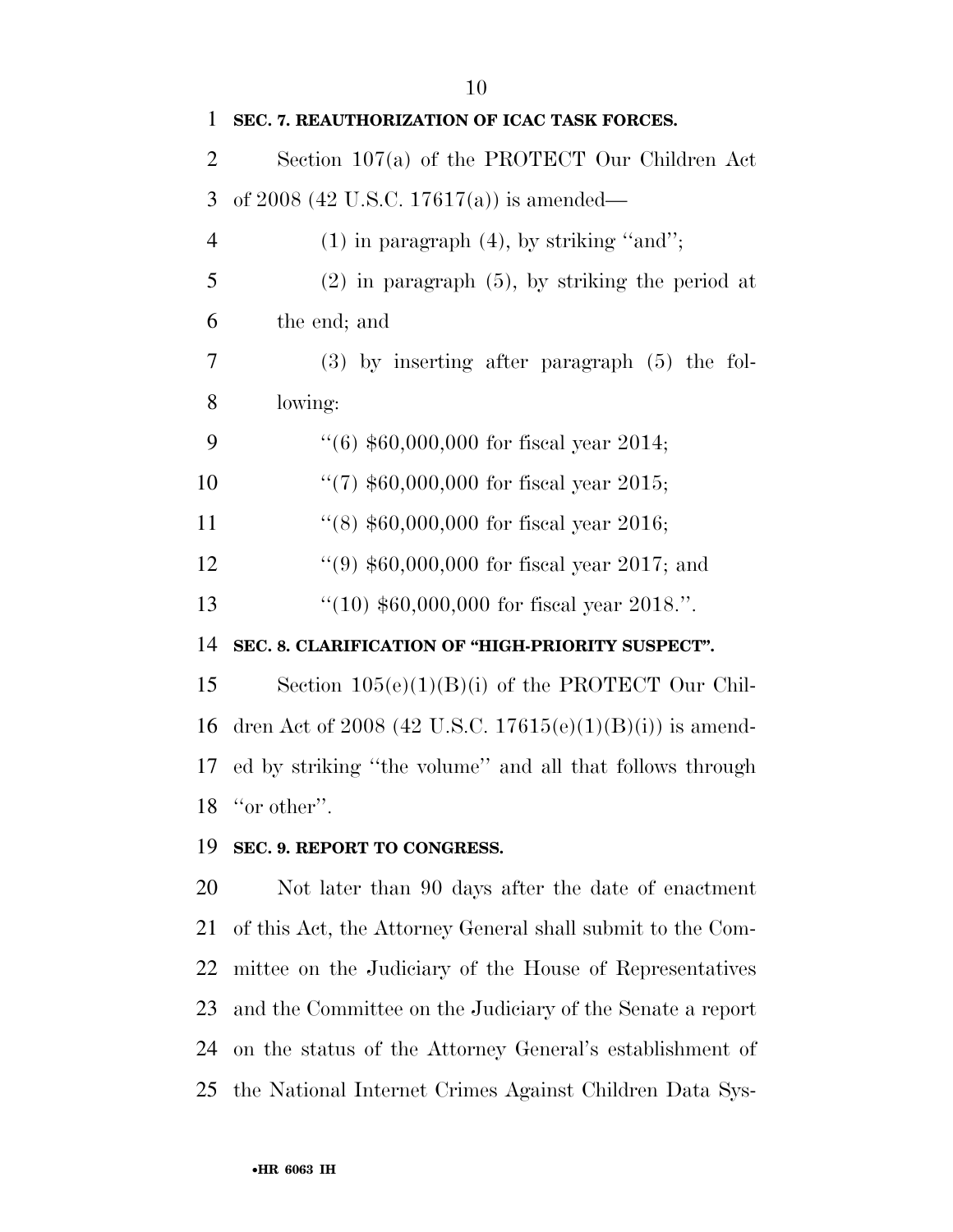**SEC. 7. REAUTHORIZATION OF ICAC TASK FORCES.**

Section 107(a) of the PROTECT Our Children Act of 2008 (42 U.S.C. 17617(a)) is amended—

(1) in paragraph (4), by striking ''and'';

(2) in paragraph (5), by striking the period at the end; and

(3) by inserting after paragraph (5) the following:

''(6) $60,000,000 for fiscal year 2014;

''(7) $60,000,000 for fiscal year 2015;

''(8) $60,000,000 for fiscal year 2016;

''(9) $60,000,000 for fiscal year 2017; and

''(10) $60,000,000 for fiscal year 2018.''.

**SEC. 8. CLARIFICATION OF "HIGH-PRIORITY SUSPECT".**

Section 105(e)(1)(B)(i) of the PROTECT Our Children Act of 2008 (42 U.S.C. 17615(e)(1)(B)(i)) is amended by striking ''the volume'' and all that follows through ''or other''.

**SEC. 9. REPORT TO CONGRESS.**

Not later than 90 days after the date of enactment of this Act, the Attorney General shall submit to the Committee on the Judiciary of the House of Representatives and the Committee on the Judiciary of the Senate a report on the status of the Attorney General's establishment of the National Internet Crimes Against Children Data Sys-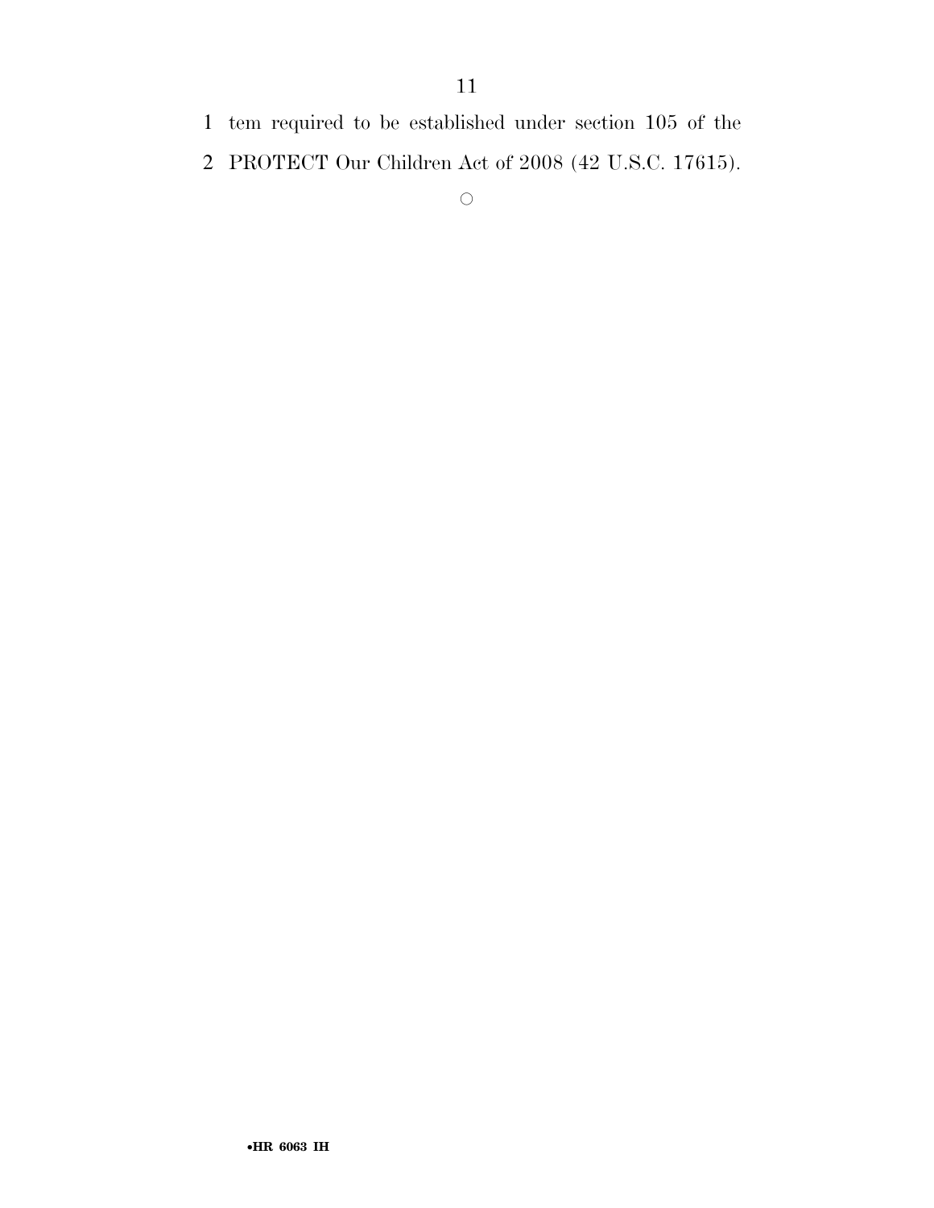tem required to be established under section 105 of the PROTECT Our Children Act of 2008 (42 U.S.C. 17615).

○